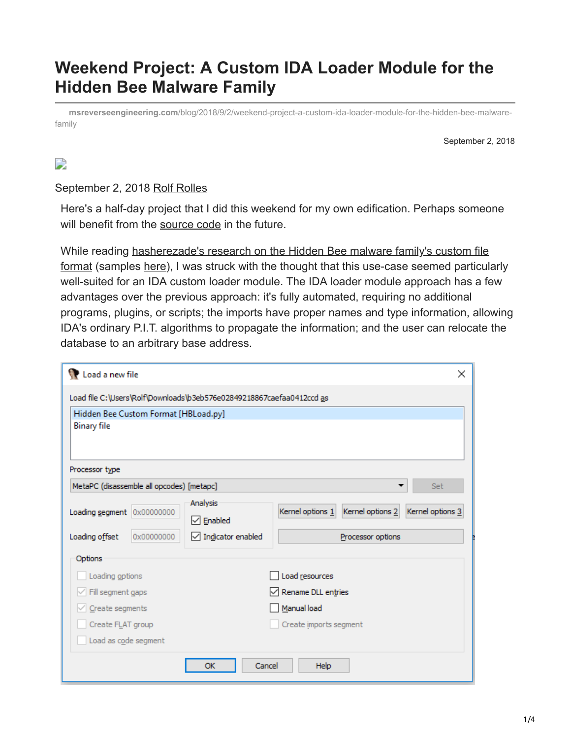# Weekend Project: A Custom IDA Loader Module for the Hidden Bee Malware Family

msreverseengineering.com/blog/2018/9/2/weekend-project-a-custom-ida-loader-module-for-the-hidden-bee-malware-family

September 2, 2018

September 2, 2018 Rolf Rolles

Here's a half-day project that I did this weekend for my own edification. Perhaps someone will benefit from the source code in the future.

While reading hasherezade's research on the Hidden Bee malware family's custom file format (samples here), I was struck with the thought that this use-case seemed particularly well-suited for an IDA custom loader module. The IDA loader module approach has a few advantages over the previous approach: it's fully automated, requiring no additional programs, plugins, or scripts; the imports have proper names and type information, allowing IDA's ordinary P.I.T. algorithms to propagate the information; and the user can relocate the database to an arbitrary base address.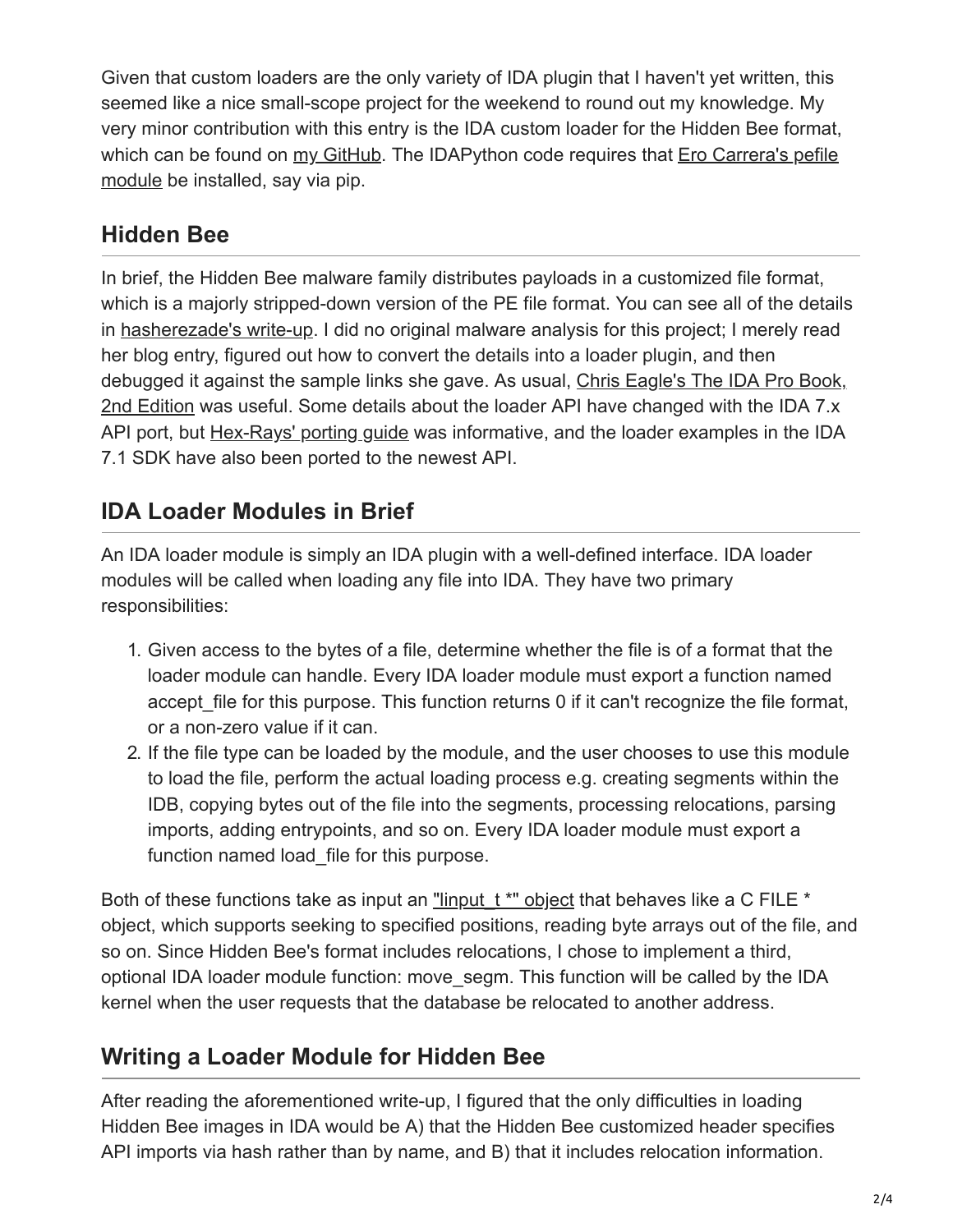Given that custom loaders are the only variety of IDA plugin that I haven't yet written, this seemed like a nice small-scope project for the weekend to round out my knowledge. My very minor contribution with this entry is the IDA custom loader for the Hidden Bee format, which can be found on my GitHub. The IDAPython code requires that Ero Carrera's pefile module be installed, say via pip.

## Hidden Bee

In brief, the Hidden Bee malware family distributes payloads in a customized file format, which is a majorly stripped-down version of the PE file format. You can see all of the details in hasherezade's write-up. I did no original malware analysis for this project; I merely read her blog entry, figured out how to convert the details into a loader plugin, and then debugged it against the sample links she gave. As usual, Chris Eagle's The IDA Pro Book, 2nd Edition was useful. Some details about the loader API have changed with the IDA 7.x API port, but Hex-Rays' porting guide was informative, and the loader examples in the IDA 7.1 SDK have also been ported to the newest API.

## IDA Loader Modules in Brief

An IDA loader module is simply an IDA plugin with a well-defined interface. IDA loader modules will be called when loading any file into IDA. They have two primary responsibilities:

1. Given access to the bytes of a file, determine whether the file is of a format that the loader module can handle. Every IDA loader module must export a function named accept_file for this purpose. This function returns 0 if it can't recognize the file format, or a non-zero value if it can.
2. If the file type can be loaded by the module, and the user chooses to use this module to load the file, perform the actual loading process e.g. creating segments within the IDB, copying bytes out of the file into the segments, processing relocations, parsing imports, adding entrypoints, and so on. Every IDA loader module must export a function named load_file for this purpose.

Both of these functions take as input an "linput_t *" object that behaves like a C FILE * object, which supports seeking to specified positions, reading byte arrays out of the file, and so on. Since Hidden Bee's format includes relocations, I chose to implement a third, optional IDA loader module function: move_segm. This function will be called by the IDA kernel when the user requests that the database be relocated to another address.

## Writing a Loader Module for Hidden Bee

After reading the aforementioned write-up, I figured that the only difficulties in loading Hidden Bee images in IDA would be A) that the Hidden Bee customized header specifies API imports via hash rather than by name, and B) that it includes relocation information.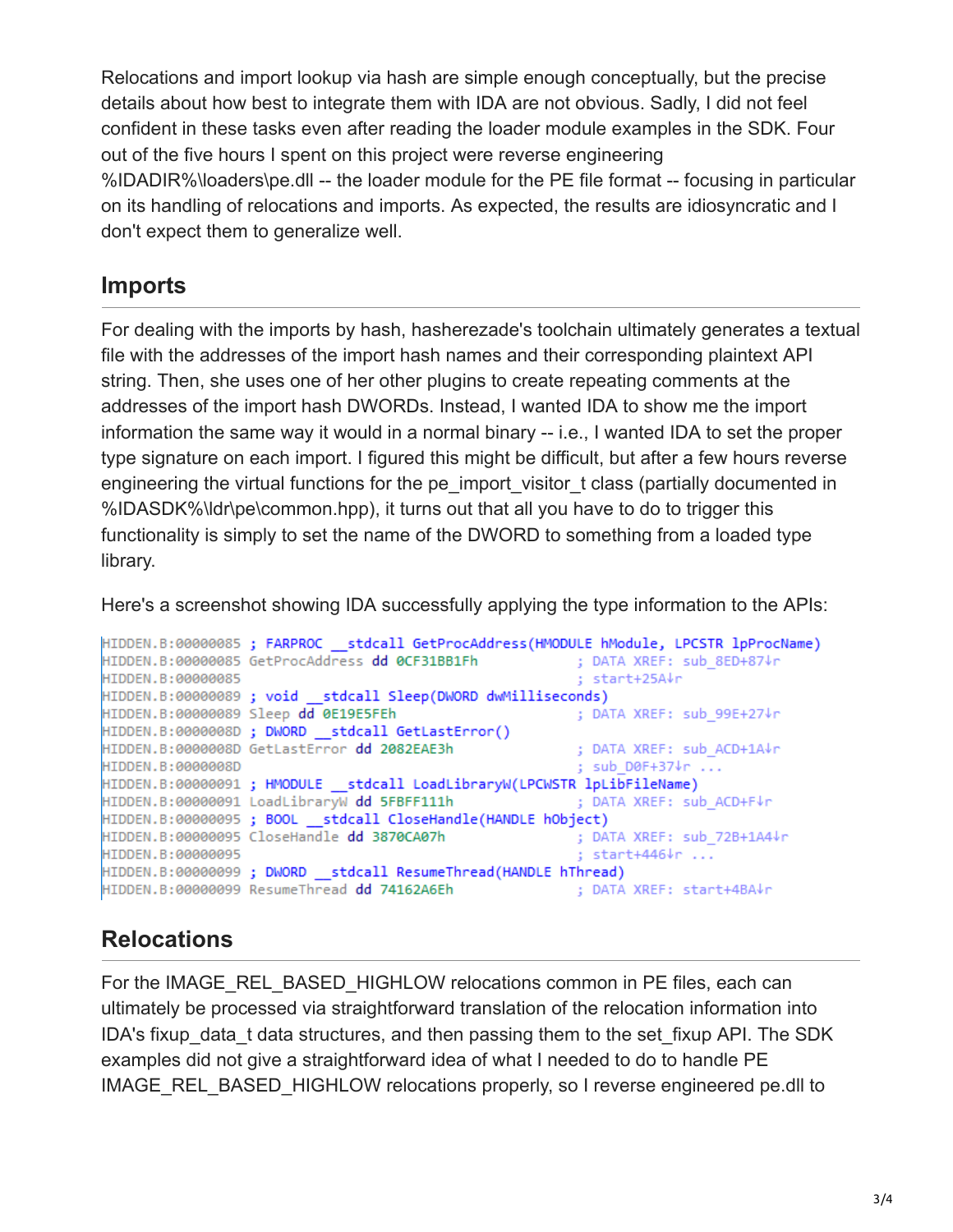Relocations and import lookup via hash are simple enough conceptually, but the precise details about how best to integrate them with IDA are not obvious. Sadly, I did not feel confident in these tasks even after reading the loader module examples in the SDK. Four out of the five hours I spent on this project were reverse engineering %IDADIR%\loaders\pe.dll -- the loader module for the PE file format -- focusing in particular on its handling of relocations and imports. As expected, the results are idiosyncratic and I don't expect them to generalize well.

## Imports

For dealing with the imports by hash, hasherezade's toolchain ultimately generates a textual file with the addresses of the import hash names and their corresponding plaintext API string. Then, she uses one of her other plugins to create repeating comments at the addresses of the import hash DWORDs. Instead, I wanted IDA to show me the import information the same way it would in a normal binary -- i.e., I wanted IDA to set the proper type signature on each import. I figured this might be difficult, but after a few hours reverse engineering the virtual functions for the pe_import_visitor_t class (partially documented in %IDASDK%\ldr\pe\common.hpp), it turns out that all you have to do to trigger this functionality is simply to set the name of the DWORD to something from a loaded type library.

Here's a screenshot showing IDA successfully applying the type information to the APIs:

```
HIDDEN.B:00000085 ; FARPROC __stdcall GetProcAddress(HMODULE hModule, LPCSTR lpProcName)
HIDDEN.B:00000085 GetProcAddress dd 0CF31BB1Fh          ; DATA XREF: sub_8ED+87↓r
HIDDEN.B:00000085                                       ; start+25A↓r
HIDDEN.B:00000089 ; void __stdcall Sleep(DWORD dwMilliseconds)
HIDDEN.B:00000089 Sleep dd 0E19E5FEh                    ; DATA XREF: sub_99E+27↓r
HIDDEN.B:0000008D ; DWORD __stdcall GetLastError()
HIDDEN.B:0000008D GetLastError dd 2082EAE3h             ; DATA XREF: sub_ACD+1A↓r
HIDDEN.B:0000008D                                       ; sub_D0F+37↓r ...
HIDDEN.B:00000091 ; HMODULE __stdcall LoadLibraryW(LPCWSTR lpLibFileName)
HIDDEN.B:00000091 LoadLibraryW dd 5FBFF111h             ; DATA XREF: sub_ACD+F↓r
HIDDEN.B:00000095 ; BOOL __stdcall CloseHandle(HANDLE hObject)
HIDDEN.B:00000095 CloseHandle dd 3870CA07h              ; DATA XREF: sub_72B+1A4↓r
HIDDEN.B:00000095                                       ; start+446↓r ...
HIDDEN.B:00000099 ; DWORD __stdcall ResumeThread(HANDLE hThread)
HIDDEN.B:00000099 ResumeThread dd 74162A6Eh             ; DATA XREF: start+4BA↓r
```

## Relocations

For the IMAGE_REL_BASED_HIGHLOW relocations common in PE files, each can ultimately be processed via straightforward translation of the relocation information into IDA's fixup_data_t data structures, and then passing them to the set_fixup API. The SDK examples did not give a straightforward idea of what I needed to do to handle PE IMAGE_REL_BASED_HIGHLOW relocations properly, so I reverse engineered pe.dll to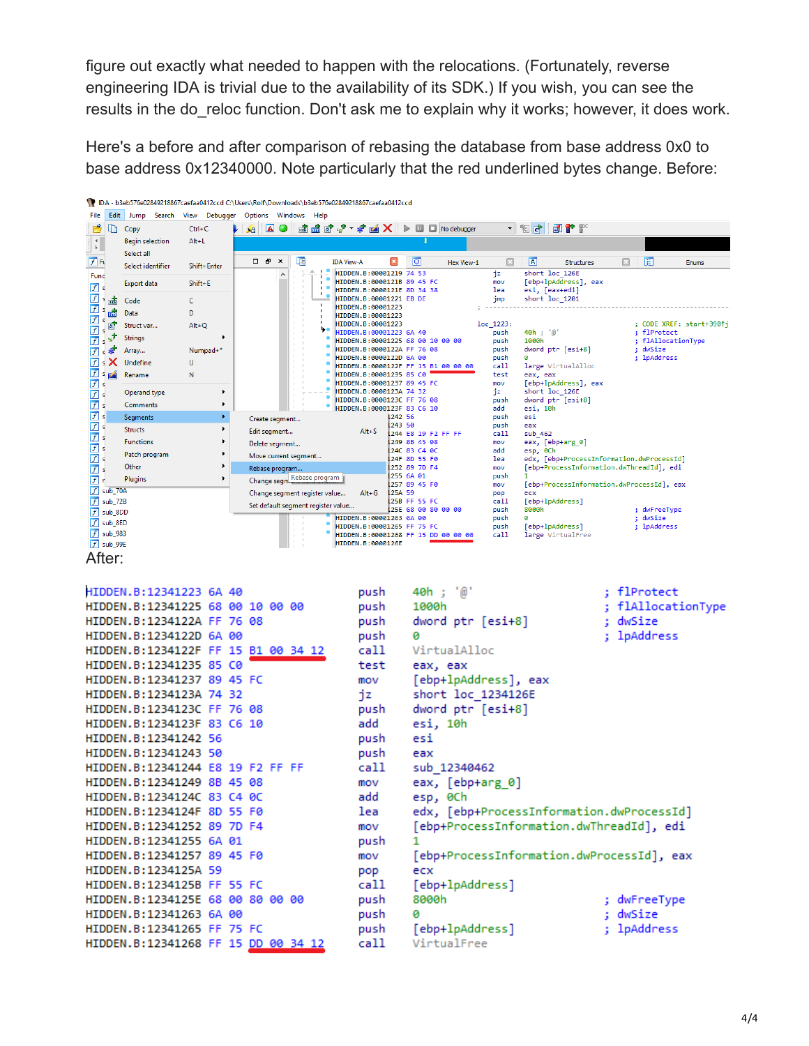figure out exactly what needed to happen with the relocations. (Fortunately, reverse engineering IDA is trivial due to the availability of its SDK.) If you wish, you can see the results in the do_reloc function. Don't ask me to explain why it works; however, it does work.

Here's a before and after comparison of rebasing the database from base address 0x0 to base address 0x12340000. Note particularly that the red underlined bytes change. Before:

After:

```
HIDDEN.B:12341223 6A 40             push    40h ; '@'                   ; flProtect
HIDDEN.B:12341225 68 00 10 00 00    push    1000h                       ; flAllocationType
HIDDEN.B:1234122A FF 76 08          push    dword ptr [esi+8]           ; dwSize
HIDDEN.B:1234122D 6A 00             push    0                           ; lpAddress
HIDDEN.B:1234122F FF 15 B1 00 34 12 call    VirtualAlloc
HIDDEN.B:12341235 85 C0             test    eax, eax
HIDDEN.B:12341237 89 45 FC          mov     [ebp+lpAddress], eax
HIDDEN.B:1234123A 74 32             jz      short loc_1234126E
HIDDEN.B:1234123C FF 76 08          push    dword ptr [esi+8]
HIDDEN.B:1234123F 83 C6 10          add     esi, 10h
HIDDEN.B:12341242 56                push    esi
HIDDEN.B:12341243 50                push    eax
HIDDEN.B:12341244 E8 19 F2 FF FF    call    sub_12340462
HIDDEN.B:12341249 8B 45 08          mov     eax, [ebp+arg_0]
HIDDEN.B:1234124C 83 C4 0C          add     esp, 0Ch
HIDDEN.B:1234124F 8D 55 F0          lea     edx, [ebp+ProcessInformation.dwProcessId]
HIDDEN.B:12341252 89 7D F4          mov     [ebp+ProcessInformation.dwThreadId], edi
HIDDEN.B:12341255 6A 01             push    1
HIDDEN.B:12341257 89 45 F0          mov     [ebp+ProcessInformation.dwProcessId], eax
HIDDEN.B:1234125A 59                pop     ecx
HIDDEN.B:1234125B FF 55 FC          call    [ebp+lpAddress]
HIDDEN.B:1234125E 68 00 80 00 00    push    8000h                       ; dwFreeType
HIDDEN.B:12341263 6A 00             push    0                           ; dwSize
HIDDEN.B:12341265 FF 75 FC          push    [ebp+lpAddress]             ; lpAddress
HIDDEN.B:12341268 FF 15 DD 00 34 12 call    VirtualFree
```